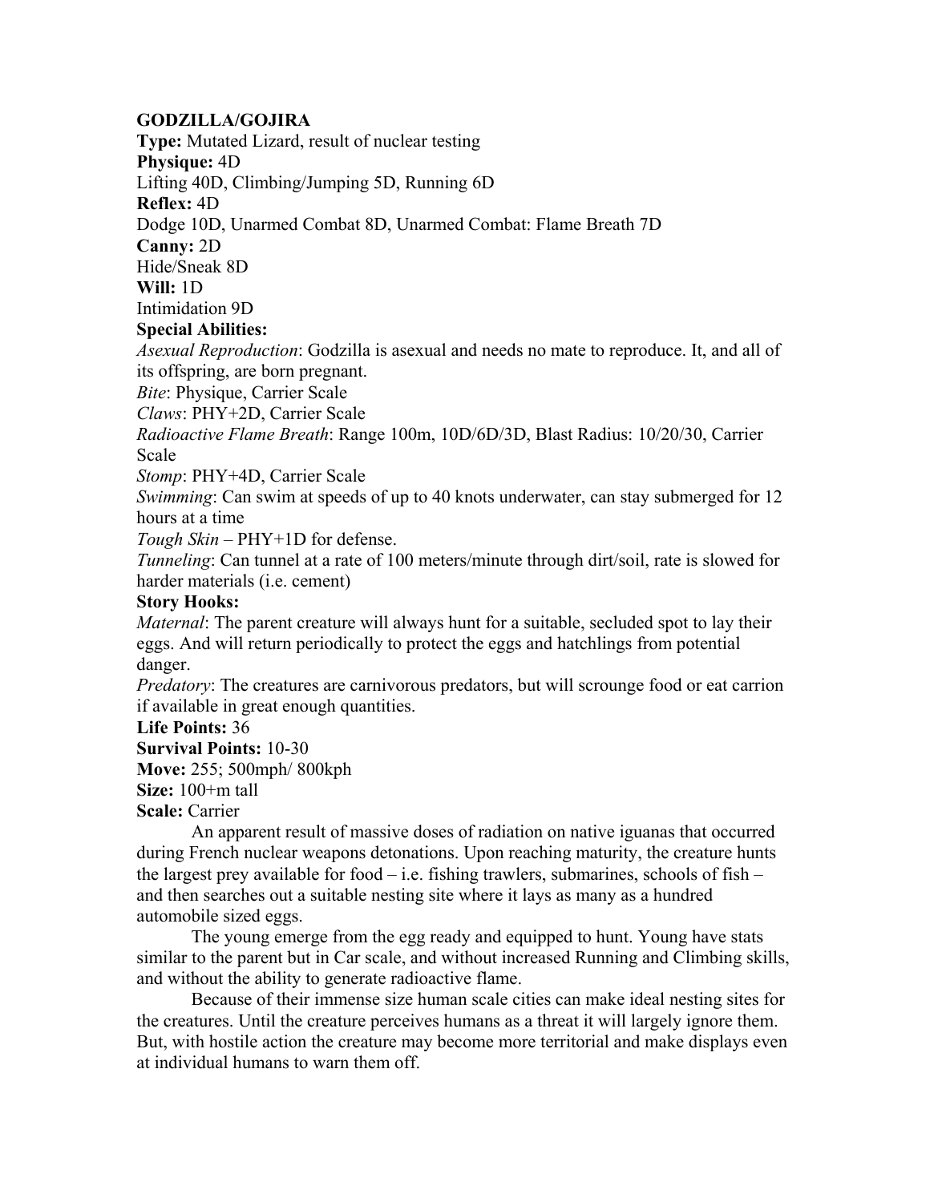**GODZILLA/GOJIRA**

**Type:** Mutated Lizard, result of nuclear testing

**Physique:** 4D

Lifting 40D, Climbing/Jumping 5D, Running 6D

**Reflex:** 4D

Dodge 10D, Unarmed Combat 8D, Unarmed Combat: Flame Breath 7D

**Canny:** 2D

Hide/Sneak 8D

**Will:** 1D

Intimidation 9D

**Special Abilities:**

*Asexual Reproduction*: Godzilla is asexual and needs no mate to reproduce. It, and all of its offspring, are born pregnant.

*Bite*: Physique, Carrier Scale

*Claws*: PHY+2D, Carrier Scale

*Radioactive Flame Breath*: Range 100m, 10D/6D/3D, Blast Radius: 10/20/30, Carrier Scale

*Stomp*: PHY+4D, Carrier Scale

*Swimming*: Can swim at speeds of up to 40 knots underwater, can stay submerged for 12 hours at a time

*Tough Skin* – PHY+1D for defense.

*Tunneling*: Can tunnel at a rate of 100 meters/minute through dirt/soil, rate is slowed for harder materials (i.e. cement)

**Story Hooks:**

*Maternal*: The parent creature will always hunt for a suitable, secluded spot to lay their eggs. And will return periodically to protect the eggs and hatchlings from potential danger.

*Predatory*: The creatures are carnivorous predators, but will scrounge food or eat carrion if available in great enough quantities.

**Life Points:** 36

**Survival Points:** 10-30

**Move:** 255; 500mph/ 800kph

**Size:** 100+m tall

**Scale:** Carrier

An apparent result of massive doses of radiation on native iguanas that occurred during French nuclear weapons detonations. Upon reaching maturity, the creature hunts the largest prey available for food – i.e. fishing trawlers, submarines, schools of fish – and then searches out a suitable nesting site where it lays as many as a hundred automobile sized eggs.

The young emerge from the egg ready and equipped to hunt. Young have stats similar to the parent but in Car scale, and without increased Running and Climbing skills, and without the ability to generate radioactive flame.

Because of their immense size human scale cities can make ideal nesting sites for the creatures. Until the creature perceives humans as a threat it will largely ignore them. But, with hostile action the creature may become more territorial and make displays even at individual humans to warn them off.